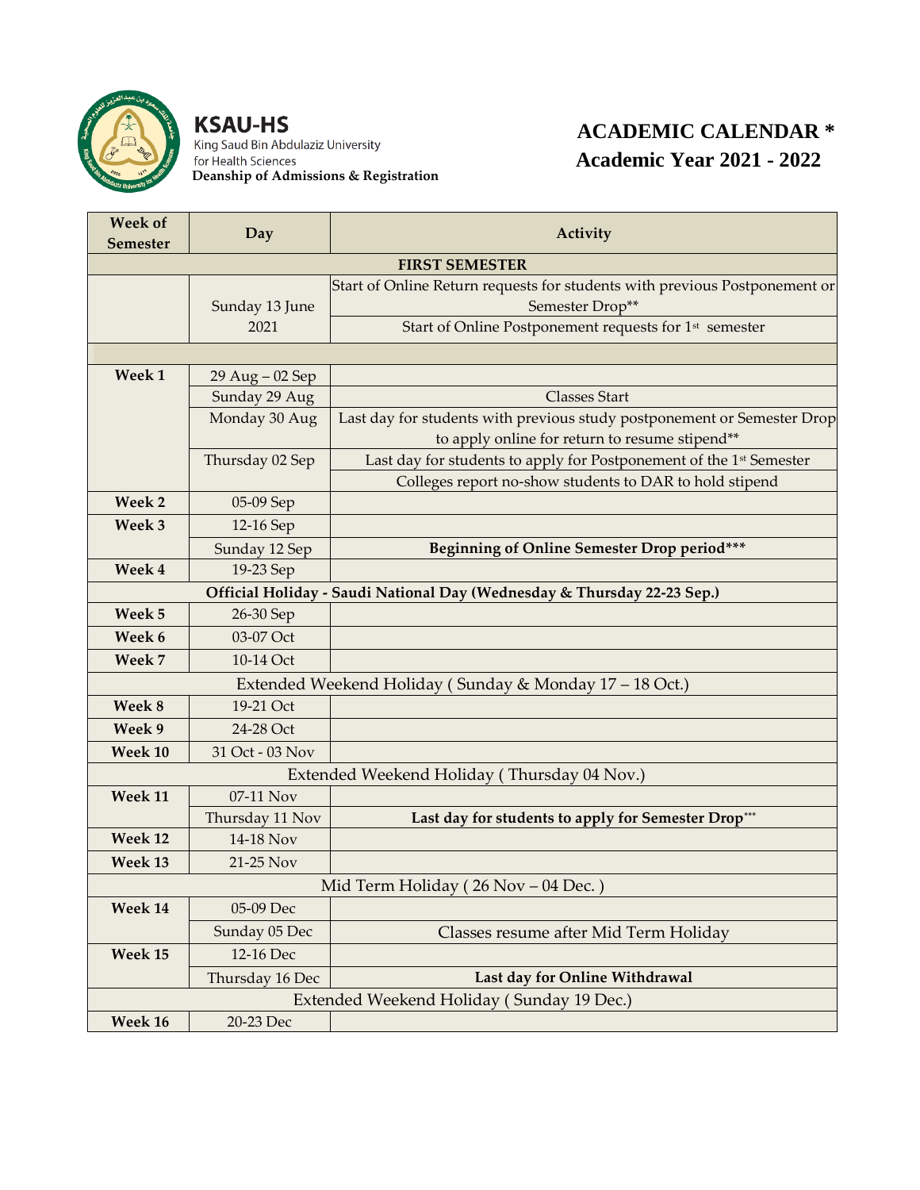**KSAU-HS**
King Saud Bin Abdulaziz University for Health Sciences
**Deanship of Admissions & Registration**

# ACADEMIC CALENDAR *
# Academic Year 2021 - 2022

| Week of Semester | Day | Activity |
|---|---|---|
| **FIRST SEMESTER** | | |
| | Sunday 13 June 2021 | Start of Online Return requests for students with previous Postponement or Semester Drop** |
| | | Start of Online Postponement requests for 1st semester |
| | | |
| **Week 1** | 29 Aug – 02 Sep | |
| | Sunday 29 Aug | Classes Start |
| | Monday 30 Aug | Last day for students with previous study postponement or Semester Drop to apply online for return to resume stipend** |
| | Thursday 02 Sep | Last day for students to apply for Postponement of the 1st Semester |
| | | Colleges report no-show students to DAR to hold stipend |
| **Week 2** | 05-09 Sep | |
| **Week 3** | 12-16 Sep | |
| | Sunday 12 Sep | **Beginning of Online Semester Drop period*** ** |
| **Week 4** | 19-23 Sep | |
| **Official Holiday - Saudi National Day (Wednesday & Thursday 22-23 Sep.)** | | |
| **Week 5** | 26-30 Sep | |
| **Week 6** | 03-07 Oct | |
| **Week 7** | 10-14 Oct | |
| Extended Weekend Holiday ( Sunday & Monday 17 – 18 Oct.) | | |
| **Week 8** | 19-21 Oct | |
| **Week 9** | 24-28 Oct | |
| **Week 10** | 31 Oct - 03 Nov | |
| Extended Weekend Holiday ( Thursday 04 Nov.) | | |
| **Week 11** | 07-11 Nov | |
| | Thursday 11 Nov | **Last day for students to apply for Semester Drop*** ** |
| **Week 12** | 14-18 Nov | |
| **Week 13** | 21-25 Nov | |
| Mid Term Holiday ( 26 Nov – 04 Dec. ) | | |
| **Week 14** | 05-09 Dec | |
| | Sunday 05 Dec | Classes resume after Mid Term Holiday |
| **Week 15** | 12-16 Dec | |
| | Thursday 16 Dec | **Last day for Online Withdrawal** |
| Extended Weekend Holiday ( Sunday 19 Dec.) | | |
| **Week 16** | 20-23 Dec | |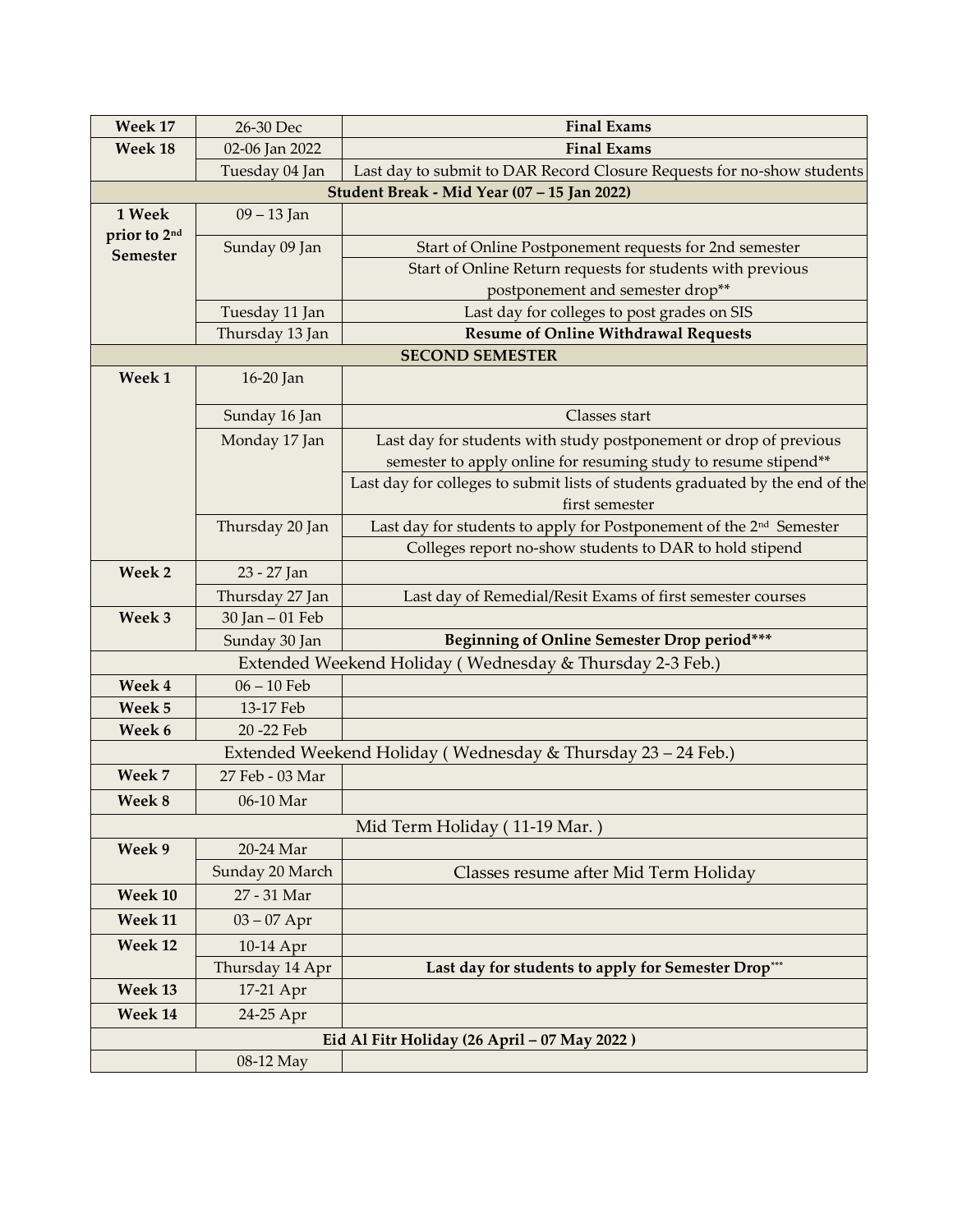| Week 17 | 26-30 Dec | **Final Exams** |
|---|---|---|
| **Week 18** | 02-06 Jan 2022 | **Final Exams** |
| | Tuesday 04 Jan | Last day to submit to DAR Record Closure Requests for no-show students |
| **Student Break - Mid Year (07 – 15 Jan 2022)** | | |
| **1 Week prior to 2nd Semester** | 09 – 13 Jan | |
| | Sunday 09 Jan | Start of Online Postponement requests for 2nd semester |
| | | Start of Online Return requests for students with previous postponement and semester drop** |
| | Tuesday 11 Jan | Last day for colleges to post grades on SIS |
| | Thursday 13 Jan | **Resume of Online Withdrawal Requests** |
| **SECOND SEMESTER** | | |
| **Week 1** | 16-20 Jan | |
| | Sunday 16 Jan | Classes start |
| | Monday 17 Jan | Last day for students with study postponement or drop of previous semester to apply online for resuming study to resume stipend** |
| | | Last day for colleges to submit lists of students graduated by the end of the first semester |
| | Thursday 20 Jan | Last day for students to apply for Postponement of the 2nd Semester |
| | | Colleges report no-show students to DAR to hold stipend |
| **Week 2** | 23 - 27 Jan | |
| | Thursday 27 Jan | Last day of Remedial/Resit Exams of first semester courses |
| **Week 3** | 30 Jan – 01 Feb | |
| | Sunday 30 Jan | **Beginning of Online Semester Drop period*** ** |
| Extended Weekend Holiday ( Wednesday & Thursday 2-3 Feb.) | | |
| **Week 4** | 06 – 10 Feb | |
| **Week 5** | 13-17 Feb | |
| **Week 6** | 20 -22 Feb | |
| Extended Weekend Holiday ( Wednesday & Thursday 23 – 24 Feb.) | | |
| **Week 7** | 27 Feb - 03 Mar | |
| **Week 8** | 06-10 Mar | |
| Mid Term Holiday ( 11-19 Mar. ) | | |
| **Week 9** | 20-24 Mar | |
| | Sunday 20 March | Classes resume after Mid Term Holiday |
| **Week 10** | 27 - 31 Mar | |
| **Week 11** | 03 – 07 Apr | |
| **Week 12** | 10-14 Apr | |
| | Thursday 14 Apr | **Last day for students to apply for Semester Drop***** |
| **Week 13** | 17-21 Apr | |
| **Week 14** | 24-25 Apr | |
| **Eid Al Fitr Holiday (26 April – 07 May 2022 )** | | |
| | 08-12 May | |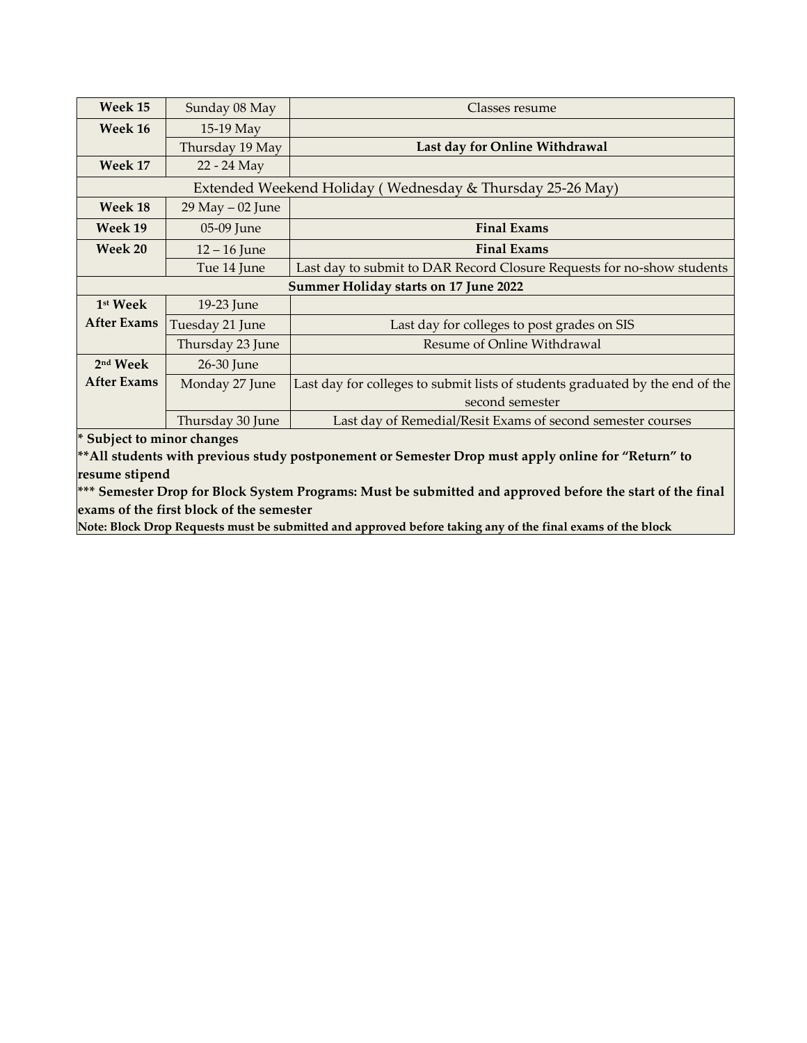| | | |
|---|---|---|
| **Week 15** | Sunday 08 May | Classes resume |
| **Week 16** | 15-19 May | |
| | Thursday 19 May | **Last day for Online Withdrawal** |
| **Week 17** | 22 - 24 May | |
| Extended Weekend Holiday ( Wednesday & Thursday 25-26 May) | | |
| **Week 18** | 29 May – 02 June | |
| **Week 19** | 05-09 June | **Final Exams** |
| **Week 20** | 12 – 16 June | **Final Exams** |
| | Tue 14 June | Last day to submit to DAR Record Closure Requests for no-show students |
| **Summer Holiday starts on 17 June 2022** | | |
| **1st Week After Exams** | 19-23 June | |
| | Tuesday 21 June | Last day for colleges to post grades on SIS |
| | Thursday 23 June | Resume of Online Withdrawal |
| **2nd Week After Exams** | 26-30 June | |
| | Monday 27 June | Last day for colleges to submit lists of students graduated by the end of the second semester |
| | Thursday 30 June | Last day of Remedial/Resit Exams of second semester courses |

**\* Subject to minor changes**

**\*\*All students with previous study postponement or Semester Drop must apply online for "Return" to resume stipend**

**\*\*\* Semester Drop for Block System Programs: Must be submitted and approved before the start of the final exams of the first block of the semester**

**Note: Block Drop Requests must be submitted and approved before taking any of the final exams of the block**